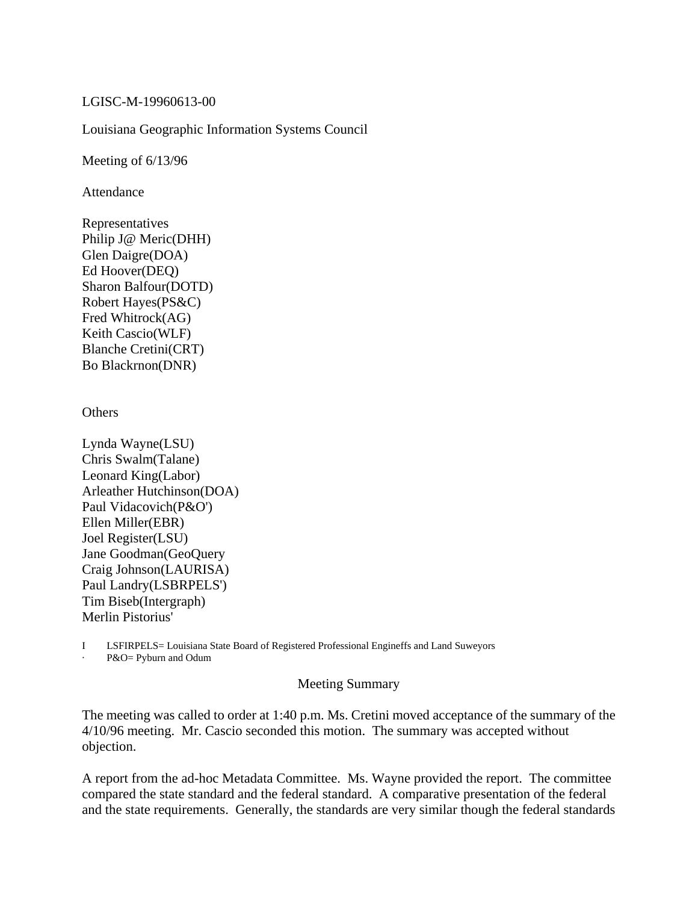LGISC-M-19960613-00

Louisiana Geographic Information Systems Council

Meeting of 6/13/96

Attendance

Representatives
Philip J@ Meric(DHH)
Glen Daigre(DOA)
Ed Hoover(DEQ)
Sharon Balfour(DOTD)
Robert Hayes(PS&C)
Fred Whitrock(AG)
Keith Cascio(WLF)
Blanche Cretini(CRT)
Bo Blackrnon(DNR)

Others

Lynda Wayne(LSU)
Chris Swalm(Talane)
Leonard King(Labor)
Arleather Hutchinson(DOA)
Paul Vidacovich(P&O')
Ellen Miller(EBR)
Joel Register(LSU)
Jane Goodman(GeoQuery
Craig Johnson(LAURISA)
Paul Landry(LSBRPELS')
Tim Biseb(Intergraph)
Merlin Pistorius'

I LSFIRPELS= Louisiana State Board of Registered Professional Engineffs and Land Suweyors
· P&O= Pyburn and Odum

Meeting Summary

The meeting was called to order at 1:40 p.m. Ms. Cretini moved acceptance of the summary of the 4/10/96 meeting. Mr. Cascio seconded this motion. The summary was accepted without objection.

A report from the ad-hoc Metadata Committee. Ms. Wayne provided the report. The committee compared the state standard and the federal standard. A comparative presentation of the federal and the state requirements. Generally, the standards are very similar though the federal standards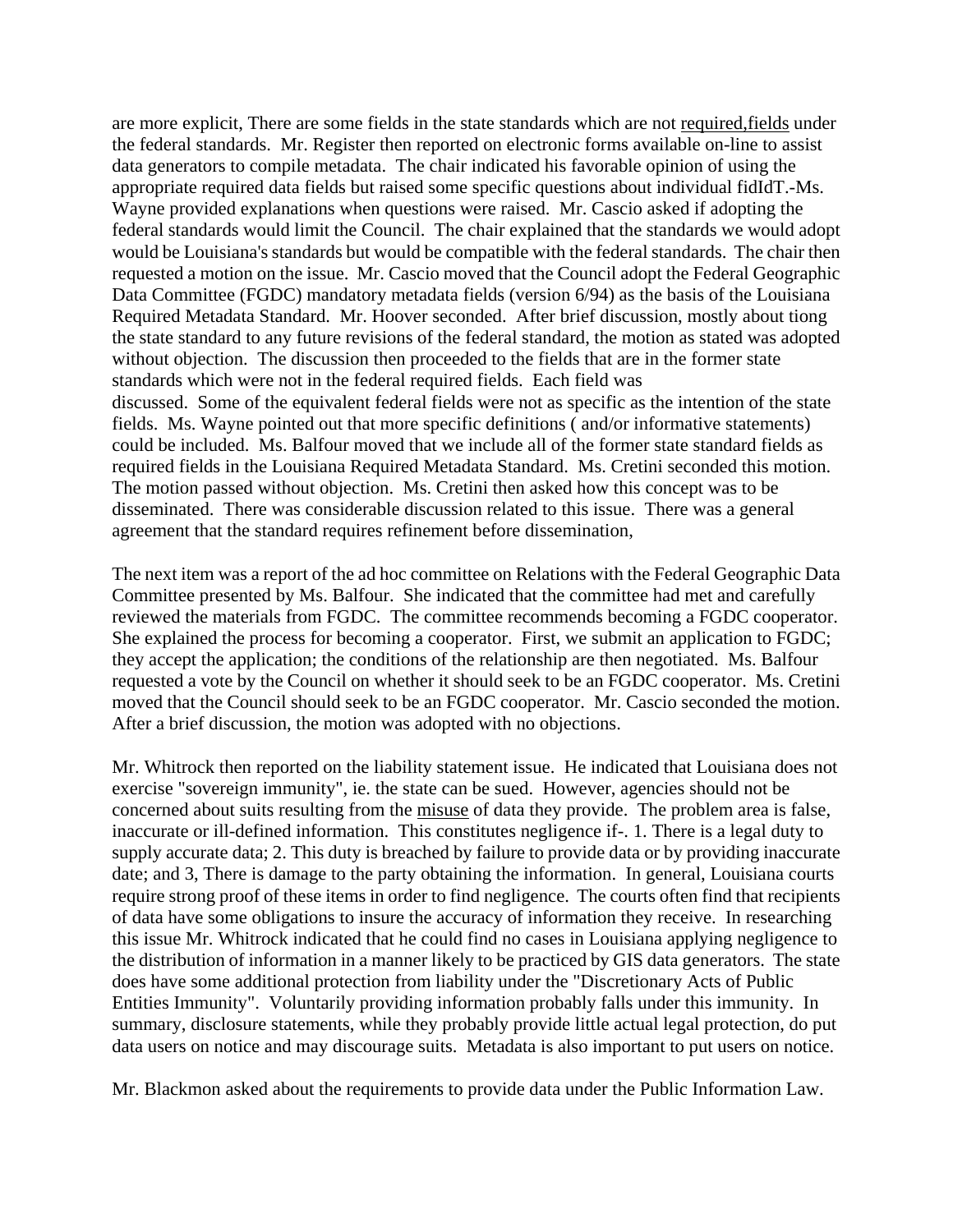are more explicit, There are some fields in the state standards which are not required,fields under the federal standards. Mr. Register then reported on electronic forms available on-line to assist data generators to compile metadata. The chair indicated his favorable opinion of using the appropriate required data fields but raised some specific questions about individual fidIdT.-Ms. Wayne provided explanations when questions were raised. Mr. Cascio asked if adopting the federal standards would limit the Council. The chair explained that the standards we would adopt would be Louisiana's standards but would be compatible with the federal standards. The chair then requested a motion on the issue. Mr. Cascio moved that the Council adopt the Federal Geographic Data Committee (FGDC) mandatory metadata fields (version 6/94) as the basis of the Louisiana Required Metadata Standard. Mr. Hoover seconded. After brief discussion, mostly about tiong the state standard to any future revisions of the federal standard, the motion as stated was adopted without objection. The discussion then proceeded to the fields that are in the former state standards which were not in the federal required fields. Each field was discussed. Some of the equivalent federal fields were not as specific as the intention of the state fields. Ms. Wayne pointed out that more specific definitions ( and/or informative statements) could be included. Ms. Balfour moved that we include all of the former state standard fields as required fields in the Louisiana Required Metadata Standard. Ms. Cretini seconded this motion. The motion passed without objection. Ms. Cretini then asked how this concept was to be disseminated. There was considerable discussion related to this issue. There was a general agreement that the standard requires refinement before dissemination,

The next item was a report of the ad hoc committee on Relations with the Federal Geographic Data Committee presented by Ms. Balfour. She indicated that the committee had met and carefully reviewed the materials from FGDC. The committee recommends becoming a FGDC cooperator. She explained the process for becoming a cooperator. First, we submit an application to FGDC; they accept the application; the conditions of the relationship are then negotiated. Ms. Balfour requested a vote by the Council on whether it should seek to be an FGDC cooperator. Ms. Cretini moved that the Council should seek to be an FGDC cooperator. Mr. Cascio seconded the motion. After a brief discussion, the motion was adopted with no objections.

Mr. Whitrock then reported on the liability statement issue. He indicated that Louisiana does not exercise "sovereign immunity", ie. the state can be sued. However, agencies should not be concerned about suits resulting from the misuse of data they provide. The problem area is false, inaccurate or ill-defined information. This constitutes negligence if-. 1. There is a legal duty to supply accurate data; 2. This duty is breached by failure to provide data or by providing inaccurate date; and 3, There is damage to the party obtaining the information. In general, Louisiana courts require strong proof of these items in order to find negligence. The courts often find that recipients of data have some obligations to insure the accuracy of information they receive. In researching this issue Mr. Whitrock indicated that he could find no cases in Louisiana applying negligence to the distribution of information in a manner likely to be practiced by GIS data generators. The state does have some additional protection from liability under the "Discretionary Acts of Public Entities Immunity". Voluntarily providing information probably falls under this immunity. In summary, disclosure statements, while they probably provide little actual legal protection, do put data users on notice and may discourage suits. Metadata is also important to put users on notice.

Mr. Blackmon asked about the requirements to provide data under the Public Information Law.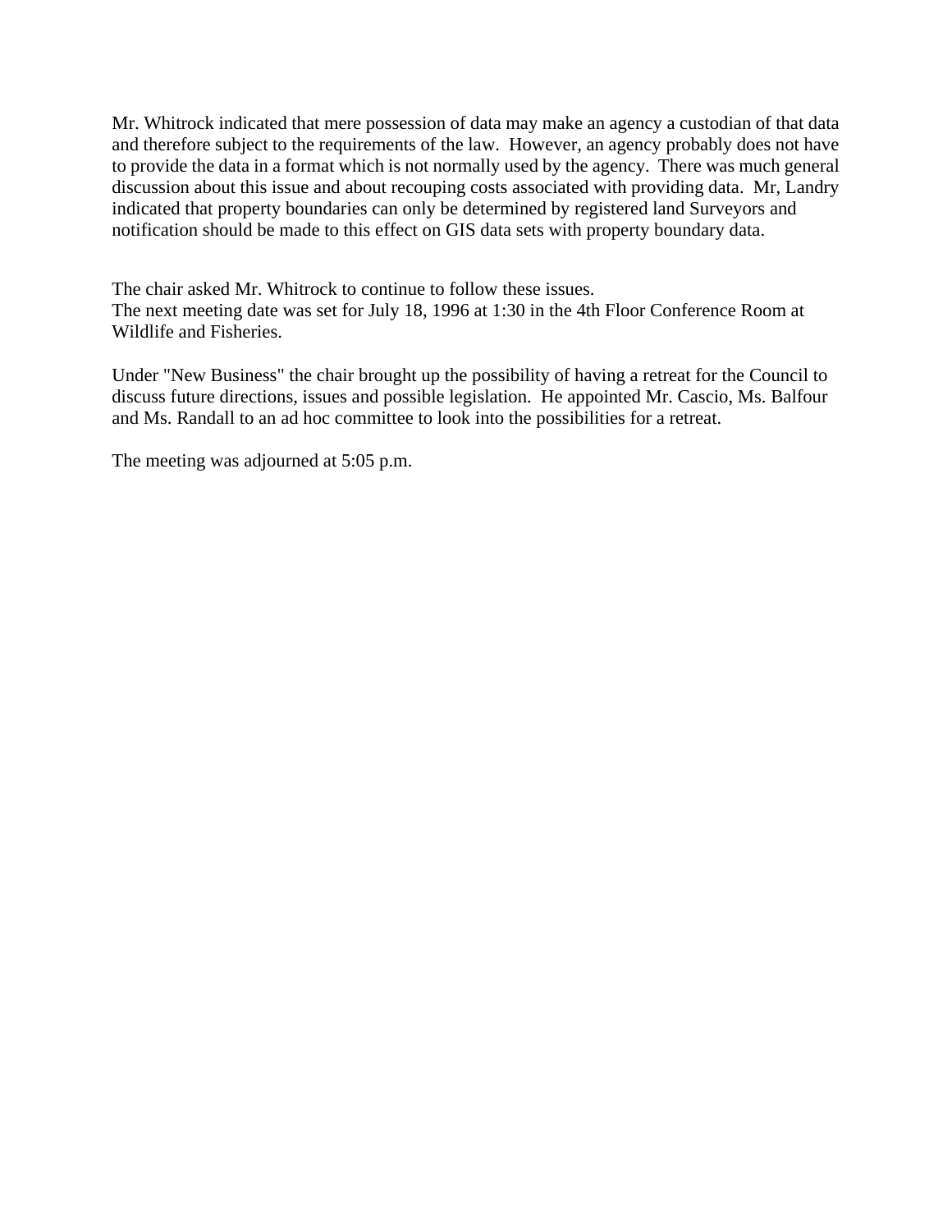Mr. Whitrock indicated that mere possession of data may make an agency a custodian of that data and therefore subject to the requirements of the law. However, an agency probably does not have to provide the data in a format which is not normally used by the agency. There was much general discussion about this issue and about recouping costs associated with providing data. Mr, Landry indicated that property boundaries can only be determined by registered land Surveyors and notification should be made to this effect on GIS data sets with property boundary data.

The chair asked Mr. Whitrock to continue to follow these issues.
The next meeting date was set for July 18, 1996 at 1:30 in the 4th Floor Conference Room at Wildlife and Fisheries.

Under "New Business" the chair brought up the possibility of having a retreat for the Council to discuss future directions, issues and possible legislation. He appointed Mr. Cascio, Ms. Balfour and Ms. Randall to an ad hoc committee to look into the possibilities for a retreat.

The meeting was adjourned at 5:05 p.m.